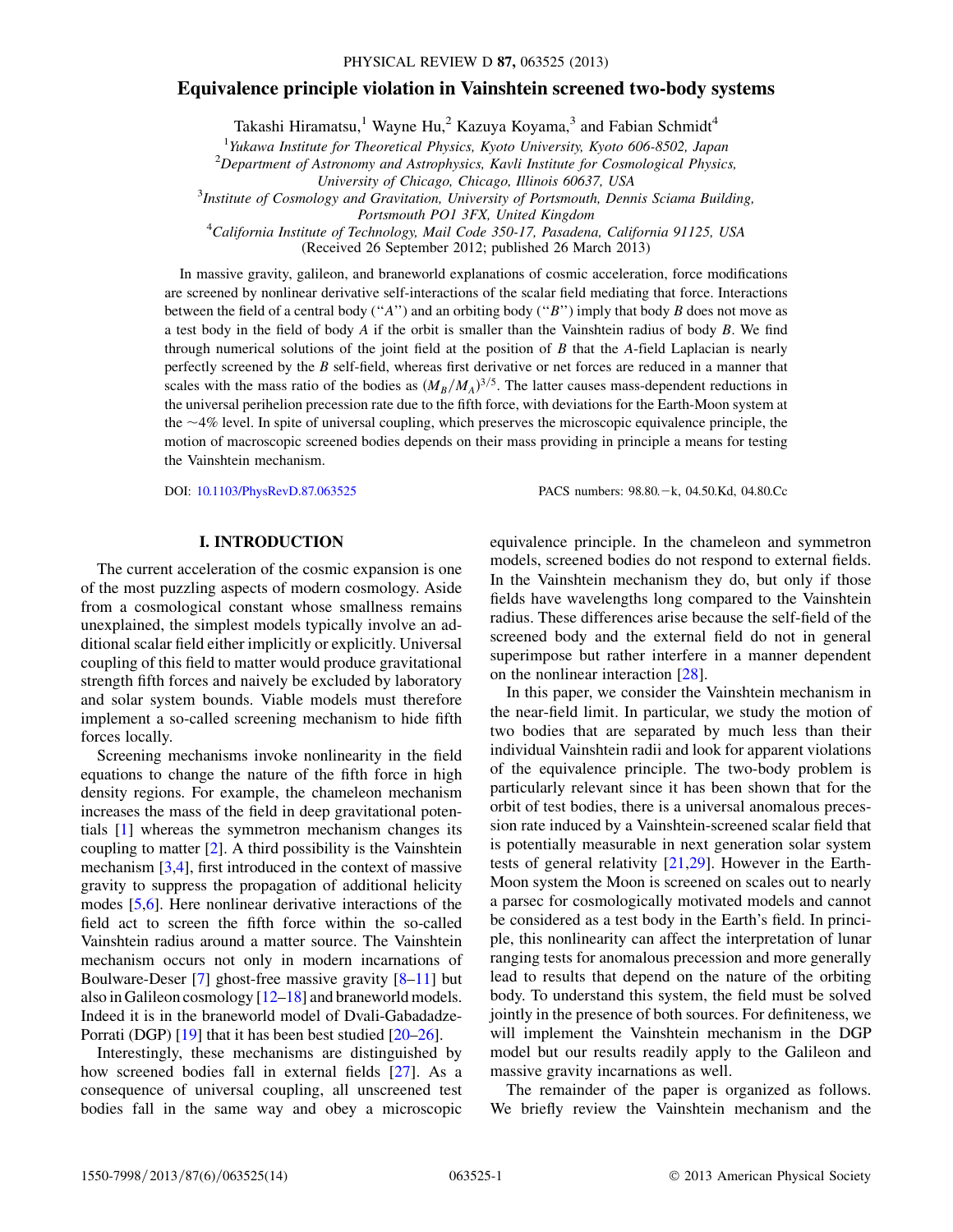# Equivalence principle violation in Vainshtein screened two-body systems

Takashi Hiramatsu,[1] Wayne Hu,[2] Kazuya Koyama,[3] and Fabian Schmidt[4]

[1]*Yukawa Institute for Theoretical Physics, Kyoto University, Kyoto 606-8502, Japan*
[2]*Department of Astronomy and Astrophysics, Kavli Institute for Cosmological Physics, University of Chicago, Chicago, Illinois 60637, USA*
[3]*Institute of Cosmology and Gravitation, University of Portsmouth, Dennis Sciama Building, Portsmouth PO1 3FX, United Kingdom*
[4]*California Institute of Technology, Mail Code 350-17, Pasadena, California 91125, USA*

(Received 26 September 2012; published 26 March 2013)

In massive gravity, galileon, and braneworld explanations of cosmic acceleration, force modifications are screened by nonlinear derivative self-interactions of the scalar field mediating that force. Interactions between the field of a central body ("$A$") and an orbiting body ("$B$") imply that body $B$ does not move as a test body in the field of body $A$ if the orbit is smaller than the Vainshtein radius of body $B$. We find through numerical solutions of the joint field at the position of $B$ that the $A$-field Laplacian is nearly perfectly screened by the $B$ self-field, whereas first derivative or net forces are reduced in a manner that scales with the mass ratio of the bodies as $(M_B/M_A)^{3/5}$. The latter causes mass-dependent reductions in the universal perihelion precession rate due to the fifth force, with deviations for the Earth-Moon system at the $\sim$4% level. In spite of universal coupling, which preserves the microscopic equivalence principle, the motion of macroscopic screened bodies depends on their mass providing in principle a means for testing the Vainshtein mechanism.

DOI: 10.1103/PhysRevD.87.063525 PACS numbers: 98.80.$-$k, 04.50.Kd, 04.80.Cc

## I. INTRODUCTION

The current acceleration of the cosmic expansion is one of the most puzzling aspects of modern cosmology. Aside from a cosmological constant whose smallness remains unexplained, the simplest models typically involve an additional scalar field either implicitly or explicitly. Universal coupling of this field to matter would produce gravitational strength fifth forces and naively be excluded by laboratory and solar system bounds. Viable models must therefore implement a so-called screening mechanism to hide fifth forces locally.

Screening mechanisms invoke nonlinearity in the field equations to change the nature of the fifth force in high density regions. For example, the chameleon mechanism increases the mass of the field in deep gravitational potentials [1] whereas the symmetron mechanism changes its coupling to matter [2]. A third possibility is the Vainshtein mechanism [3,4], first introduced in the context of massive gravity to suppress the propagation of additional helicity modes [5,6]. Here nonlinear derivative interactions of the field act to screen the fifth force within the so-called Vainshtein radius around a matter source. The Vainshtein mechanism occurs not only in modern incarnations of Boulware-Deser [7] ghost-free massive gravity [8–11] but also in Galileon cosmology [12–18] and braneworld models. Indeed it is in the braneworld model of Dvali-Gabadadze-Porrati (DGP) [19] that it has been best studied [20–26].

Interestingly, these mechanisms are distinguished by how screened bodies fall in external fields [27]. As a consequence of universal coupling, all unscreened test bodies fall in the same way and obey a microscopic equivalence principle. In the chameleon and symmetron models, screened bodies do not respond to external fields. In the Vainshtein mechanism they do, but only if those fields have wavelengths long compared to the Vainshtein radius. These differences arise because the self-field of the screened body and the external field do not in general superimpose but rather interfere in a manner dependent on the nonlinear interaction [28].

In this paper, we consider the Vainshtein mechanism in the near-field limit. In particular, we study the motion of two bodies that are separated by much less than their individual Vainshtein radii and look for apparent violations of the equivalence principle. The two-body problem is particularly relevant since it has been shown that for the orbit of test bodies, there is a universal anomalous precession rate induced by a Vainshtein-screened scalar field that is potentially measurable in next generation solar system tests of general relativity [21,29]. However in the Earth-Moon system the Moon is screened on scales out to nearly a parsec for cosmologically motivated models and cannot be considered as a test body in the Earth's field. In principle, this nonlinearity can affect the interpretation of lunar ranging tests for anomalous precession and more generally lead to results that depend on the nature of the orbiting body. To understand this system, the field must be solved jointly in the presence of both sources. For definiteness, we will implement the Vainshtein mechanism in the DGP model but our results readily apply to the Galileon and massive gravity incarnations as well.

The remainder of the paper is organized as follows. We briefly review the Vainshtein mechanism and the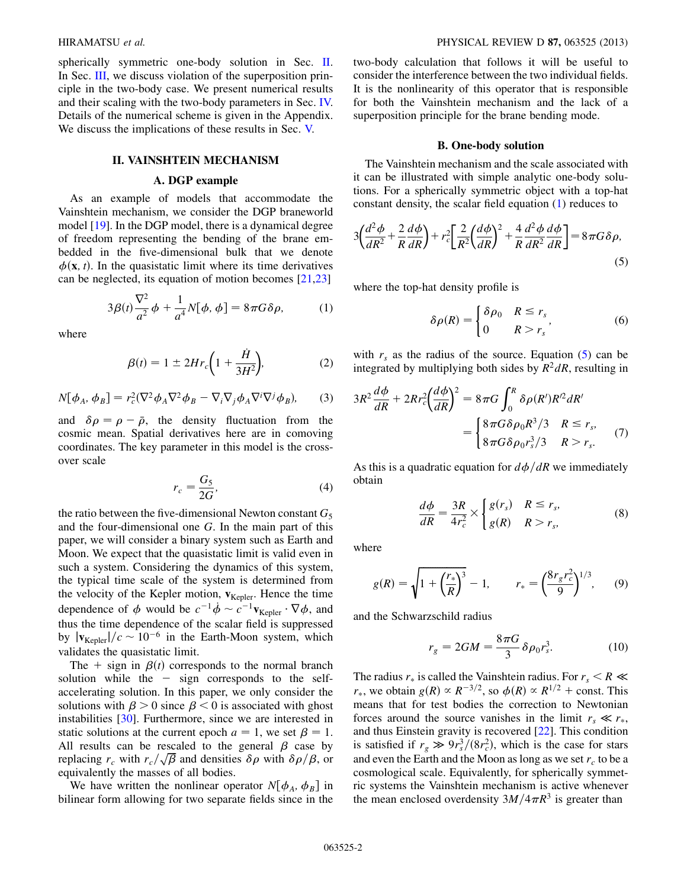spherically symmetric one-body solution in Sec. II. In Sec. III, we discuss violation of the superposition principle in the two-body case. We present numerical results and their scaling with the two-body parameters in Sec. IV. Details of the numerical scheme is given in the Appendix. We discuss the implications of these results in Sec. V.

## II. VAINSHTEIN MECHANISM

### A. DGP example

As an example of models that accommodate the Vainshtein mechanism, we consider the DGP braneworld model [19]. In the DGP model, there is a dynamical degree of freedom representing the bending of the brane embedded in the five-dimensional bulk that we denote $\phi(\mathbf{x}, t)$. In the quasistatic limit where its time derivatives can be neglected, its equation of motion becomes [21,23]

$$3\beta(t)\frac{\nabla^2}{a^2}\phi + \frac{1}{a^4}N[\phi, \phi] = 8\pi G\delta\rho, \tag{1}$$

where

$$\beta(t) = 1 \pm 2Hr_c\left(1 + \frac{\dot{H}}{3H^2}\right), \tag{2}$$

$$N[\phi_A, \phi_B] = r_c^2(\nabla^2\phi_A\nabla^2\phi_B - \nabla_i\nabla_j\phi_A\nabla^i\nabla^j\phi_B), \tag{3}$$

and $\delta\rho = \rho - \bar{\rho}$, the density fluctuation from the cosmic mean. Spatial derivatives here are in comoving coordinates. The key parameter in this model is the crossover scale

$$r_c = \frac{G_5}{2G}, \tag{4}$$

the ratio between the five-dimensional Newton constant $G_5$ and the four-dimensional one $G$. In the main part of this paper, we will consider a binary system such as Earth and Moon. We expect that the quasistatic limit is valid even in such a system. Considering the dynamics of this system, the typical time scale of the system is determined from the velocity of the Kepler motion, $\mathbf{v}_{\rm Kepler}$. Hence the time dependence of $\phi$ would be $c^{-1}\dot{\phi} \sim c^{-1}\mathbf{v}_{\rm Kepler} \cdot \nabla\phi$, and thus the time dependence of the scalar field is suppressed by $|\mathbf{v}_{\rm Kepler}|/c \sim 10^{-6}$ in the Earth-Moon system, which validates the quasistatic limit.

The $+$ sign in $\beta(t)$ corresponds to the normal branch solution while the $-$ sign corresponds to the self-accelerating solution. In this paper, we only consider the solutions with $\beta > 0$ since $\beta < 0$ is associated with ghost instabilities [30]. Furthermore, since we are interested in static solutions at the current epoch $a = 1$, we set $\beta = 1$. All results can be rescaled to the general $\beta$ case by replacing $r_c$ with $r_c/\sqrt{\beta}$ and densities $\delta\rho$ with $\delta\rho/\beta$, or equivalently the masses of all bodies.

We have written the nonlinear operator $N[\phi_A, \phi_B]$ in bilinear form allowing for two separate fields since in the two-body calculation that follows it will be useful to consider the interference between the two individual fields. It is the nonlinearity of this operator that is responsible for both the Vainshtein mechanism and the lack of a superposition principle for the brane bending mode.

### B. One-body solution

The Vainshtein mechanism and the scale associated with it can be illustrated with simple analytic one-body solutions. For a spherically symmetric object with a top-hat constant density, the scalar field equation (1) reduces to

$$3\left(\frac{d^2\phi}{dR^2} + \frac{2}{R}\frac{d\phi}{dR}\right) + r_c^2\left[\frac{2}{R^2}\left(\frac{d\phi}{dR}\right)^2 + \frac{4}{R}\frac{d^2\phi}{dR^2}\frac{d\phi}{dR}\right] = 8\pi G\delta\rho, \tag{5}$$

where the top-hat density profile is

$$\delta\rho(R) = \begin{cases} \delta\rho_0 & R \le r_s \\ 0 & R > r_s \end{cases}, \tag{6}$$

with $r_s$ as the radius of the source. Equation (5) can be integrated by multiplying both sides by $R^2 dR$, resulting in

$$3R^2\frac{d\phi}{dR} + 2Rr_c^2\left(\frac{d\phi}{dR}\right)^2 = 8\pi G\int_0^R \delta\rho(R')R'^2 dR' = \begin{cases} 8\pi G\delta\rho_0 R^3/3 & R \le r_s, \\ 8\pi G\delta\rho_0 r_s^3/3 & R > r_s. \end{cases} \tag{7}$$

As this is a quadratic equation for $d\phi/dR$ we immediately obtain

$$\frac{d\phi}{dR} = \frac{3R}{4r_c^2} \times \begin{cases} g(r_s) & R \le r_s, \\ g(R) & R > r_s, \end{cases} \tag{8}$$

where

$$g(R) = \sqrt{1 + \left(\frac{r_*}{R}\right)^3} - 1, \qquad r_* = \left(\frac{8r_g r_c^2}{9}\right)^{1/3}, \tag{9}$$

and the Schwarzschild radius

$$r_g = 2GM = \frac{8\pi G}{3}\delta\rho_0 r_s^3. \tag{10}$$

The radius $r_*$ is called the Vainshtein radius. For $r_s < R \ll r_*$, we obtain $g(R) \propto R^{-3/2}$, so $\phi(R) \propto R^{1/2} + \text{const}$. This means that for test bodies the correction to Newtonian forces around the source vanishes in the limit $r_s \ll r_*$, and thus Einstein gravity is recovered [22]. This condition is satisfied if $r_g \gg 9r_s^3/(8r_c^2)$, which is the case for stars and even the Earth and the Moon as long as we set $r_c$ to be a cosmological scale. Equivalently, for spherically symmetric systems the Vainshtein mechanism is active whenever the mean enclosed overdensity $3M/4\pi R^3$ is greater than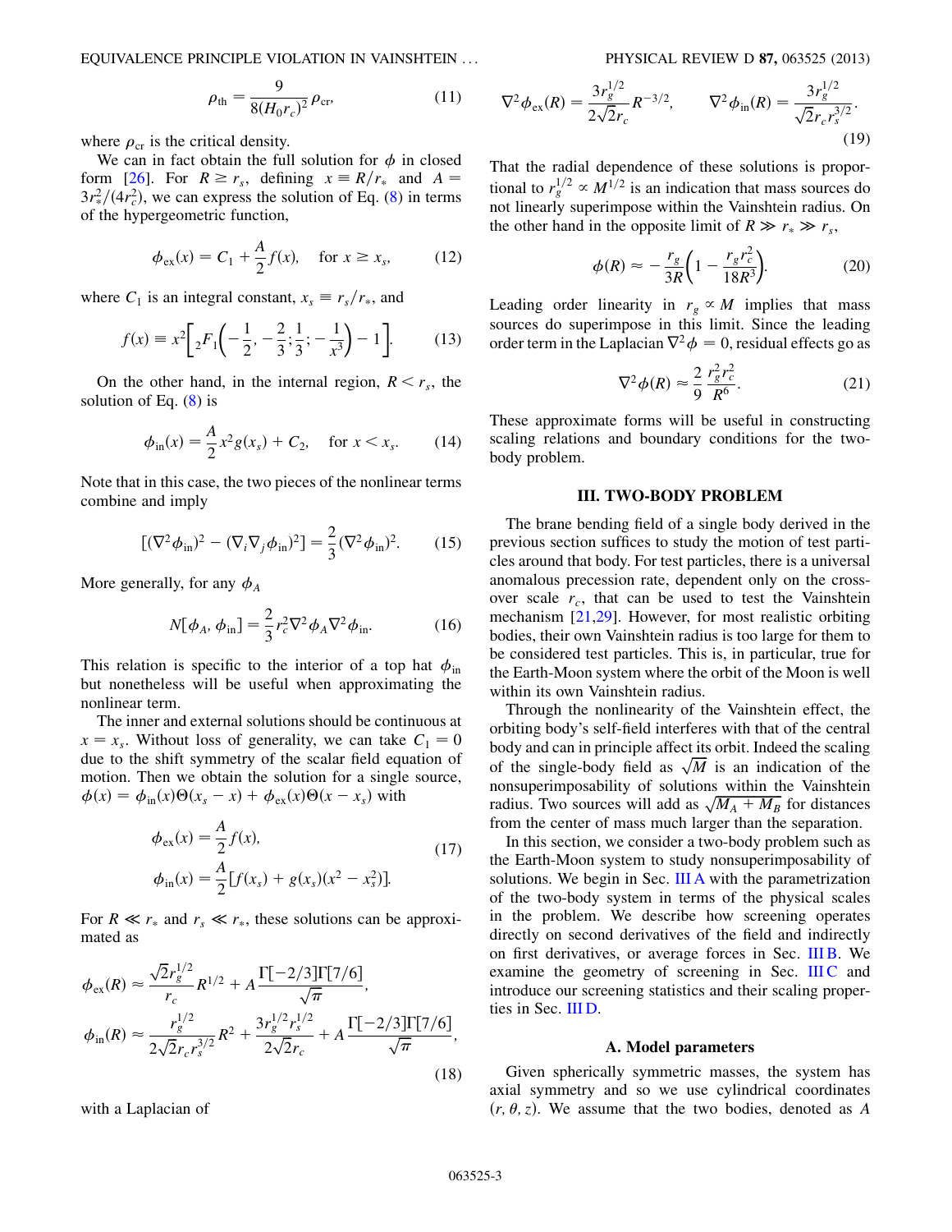$$\rho_{\rm th} = \frac{9}{8(H_0 r_c)^2}\rho_{\rm cr}, \tag{11}$$

where $\rho_{\rm cr}$ is the critical density.

We can in fact obtain the full solution for $\phi$ in closed form [26]. For $R \geq r_s$, defining $x \equiv R/r_*$ and $A = 3r_*^2/(4r_c^2)$, we can express the solution of Eq. (8) in terms of the hypergeometric function,

$$\phi_{\rm ex}(x) = C_1 + \frac{A}{2} f(x), \quad \text{for } x \geq x_s, \tag{12}$$

where $C_1$ is an integral constant, $x_s \equiv r_s/r_*$, and

$$f(x) \equiv x^2 \left[ {}_2F_1\left(-\frac{1}{2}, -\frac{2}{3}; \frac{1}{3}; -\frac{1}{x^3}\right) - 1 \right]. \tag{13}$$

On the other hand, in the internal region, $R < r_s$, the solution of Eq. (8) is

$$\phi_{\rm in}(x) = \frac{A}{2} x^2 g(x_s) + C_2, \quad \text{for } x < x_s. \tag{14}$$

Note that in this case, the two pieces of the nonlinear terms combine and imply

$$[(\nabla^2 \phi_{\rm in})^2 - (\nabla_i \nabla_j \phi_{\rm in})^2] = \frac{2}{3}(\nabla^2 \phi_{\rm in})^2. \tag{15}$$

More generally, for any $\phi_A$

$$N[\phi_A, \phi_{\rm in}] = \frac{2}{3} r_c^2 \nabla^2 \phi_A \nabla^2 \phi_{\rm in}. \tag{16}$$

This relation is specific to the interior of a top hat $\phi_{\rm in}$ but nonetheless will be useful when approximating the nonlinear term.

The inner and external solutions should be continuous at $x = x_s$. Without loss of generality, we can take $C_1 = 0$ due to the shift symmetry of the scalar field equation of motion. Then we obtain the solution for a single source, $\phi(x) = \phi_{\rm in}(x)\Theta(x_s - x) + \phi_{\rm ex}(x)\Theta(x - x_s)$ with

$$\begin{aligned} \phi_{\rm ex}(x) &= \frac{A}{2} f(x), \\ \phi_{\rm in}(x) &= \frac{A}{2}[f(x_s) + g(x_s)(x^2 - x_s^2)]. \end{aligned} \tag{17}$$

For $R \ll r_*$ and $r_s \ll r_*$, these solutions can be approximated as

$$\begin{aligned} \phi_{\rm ex}(R) &\approx \frac{\sqrt{2} r_g^{1/2}}{r_c} R^{1/2} + A\frac{\Gamma[-2/3]\Gamma[7/6]}{\sqrt{\pi}}, \\ \phi_{\rm in}(R) &\approx \frac{r_g^{1/2}}{2\sqrt{2} r_c r_s^{3/2}} R^2 + \frac{3 r_g^{1/2} r_s^{1/2}}{2\sqrt{2} r_c} + A\frac{\Gamma[-2/3]\Gamma[7/6]}{\sqrt{\pi}}, \end{aligned} \tag{18}$$

with a Laplacian of

$$\nabla^2 \phi_{\rm ex}(R) = \frac{3 r_g^{1/2}}{2\sqrt{2} r_c} R^{-3/2}, \qquad \nabla^2 \phi_{\rm in}(R) = \frac{3 r_g^{1/2}}{\sqrt{2} r_c r_s^{3/2}}. \tag{19}$$

That the radial dependence of these solutions is proportional to $r_g^{1/2} \propto M^{1/2}$ is an indication that mass sources do not linearly superimpose within the Vainshtein radius. On the other hand in the opposite limit of $R \gg r_* \gg r_s$,

$$\phi(R) \approx -\frac{r_g}{3R}\left(1 - \frac{r_g r_c^2}{18 R^3}\right). \tag{20}$$

Leading order linearity in $r_g \propto M$ implies that mass sources do superimpose in this limit. Since the leading order term in the Laplacian $\nabla^2 \phi = 0$, residual effects go as

$$\nabla^2 \phi(R) \approx \frac{2}{9}\frac{r_g^2 r_c^2}{R^6}. \tag{21}$$

These approximate forms will be useful in constructing scaling relations and boundary conditions for the two-body problem.

## III. TWO-BODY PROBLEM

The brane bending field of a single body derived in the previous section suffices to study the motion of test particles around that body. For test particles, there is a universal anomalous precession rate, dependent only on the crossover scale $r_c$, that can be used to test the Vainshtein mechanism [21,29]. However, for most realistic orbiting bodies, their own Vainshtein radius is too large for them to be considered test particles. This is, in particular, true for the Earth-Moon system where the orbit of the Moon is well within its own Vainshtein radius.

Through the nonlinearity of the Vainshtein effect, the orbiting body's self-field interferes with that of the central body and can in principle affect its orbit. Indeed the scaling of the single-body field as $\sqrt{M}$ is an indication of the nonsuperimposability of solutions within the Vainshtein radius. Two sources will add as $\sqrt{M_A + M_B}$ for distances from the center of mass much larger than the separation.

In this section, we consider a two-body problem such as the Earth-Moon system to study nonsuperimposability of solutions. We begin in Sec. III A with the parametrization of the two-body system in terms of the physical scales in the problem. We describe how screening operates directly on second derivatives of the field and indirectly on first derivatives, or average forces in Sec. III B. We examine the geometry of screening in Sec. III C and introduce our screening statistics and their scaling properties in Sec. III D.

### A. Model parameters

Given spherically symmetric masses, the system has axial symmetry and so we use cylindrical coordinates $(r, \theta, z)$. We assume that the two bodies, denoted as $A$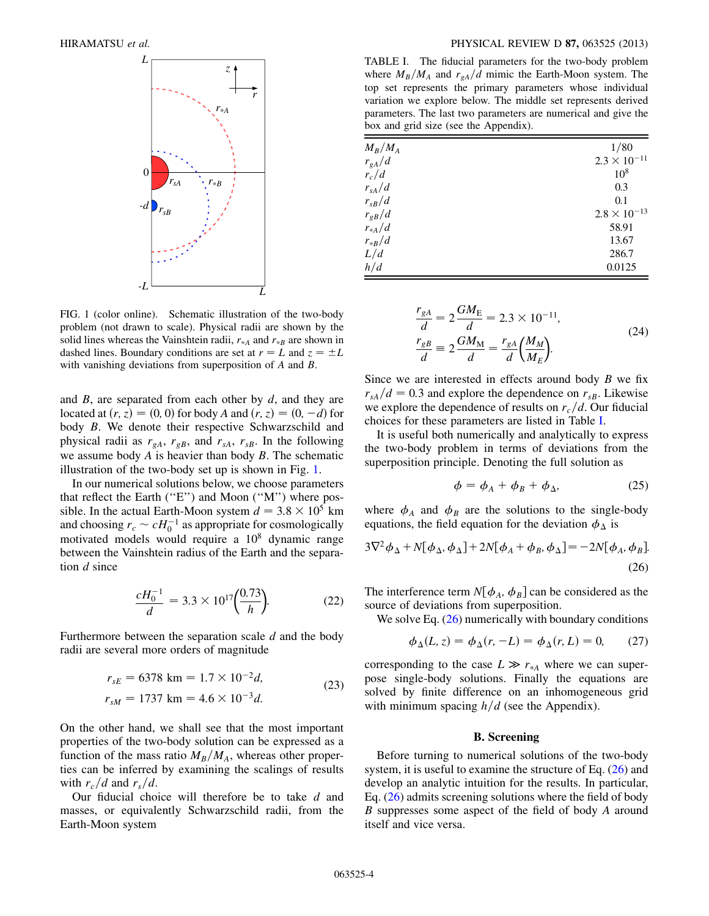FIG. 1 (color online). Schematic illustration of the two-body problem (not drawn to scale). Physical radii are shown by the solid lines whereas the Vainshtein radii, $r_{*A}$ and $r_{*B}$ are shown in dashed lines. Boundary conditions are set at $r = L$ and $z = \pm L$ with vanishing deviations from superposition of $A$ and $B$.

and $B$, are separated from each other by $d$, and they are located at $(r, z) = (0, 0)$ for body $A$ and $(r, z) = (0, -d)$ for body $B$. We denote their respective Schwarzschild and physical radii as $r_{gA}$, $r_{gB}$, and $r_{sA}$, $r_{sB}$. In the following we assume body $A$ is heavier than body $B$. The schematic illustration of the two-body set up is shown in Fig. 1.

In our numerical solutions below, we choose parameters that reflect the Earth ("E") and Moon ("M") where possible. In the actual Earth-Moon system $d = 3.8 \times 10^5$ km and choosing $r_c \sim cH_0^{-1}$ as appropriate for cosmologically motivated models would require a $10^8$ dynamic range between the Vainshtein radius of the Earth and the separation $d$ since

$$\frac{cH_0^{-1}}{d} = 3.3 \times 10^{17}\left(\frac{0.73}{h}\right). \tag{22}$$

Furthermore between the separation scale $d$ and the body radii are several more orders of magnitude

$$\begin{aligned} r_{sE} &= 6378 \text{ km} = 1.7 \times 10^{-2} d, \\ r_{sM} &= 1737 \text{ km} = 4.6 \times 10^{-3} d. \end{aligned} \tag{23}$$

On the other hand, we shall see that the most important properties of the two-body solution can be expressed as a function of the mass ratio $M_B/M_A$, whereas other properties can be inferred by examining the scalings of results with $r_c/d$ and $r_s/d$.

Our fiducial choice will therefore be to take $d$ and masses, or equivalently Schwarzschild radii, from the Earth-Moon system

TABLE I. The fiducial parameters for the two-body problem where $M_B/M_A$ and $r_{gA}/d$ mimic the Earth-Moon system. The top set represents the primary parameters whose individual variation we explore below. The middle set represents derived parameters. The last two parameters are numerical and give the box and grid size (see the Appendix).

| | |
|---|---|
| $M_B/M_A$ | $1/80$ |
| $r_{gA}/d$ | $2.3 \times 10^{-11}$ |
| $r_c/d$ | $10^8$ |
| $r_{sA}/d$ | 0.3 |
| $r_{sB}/d$ | 0.1 |
| $r_{gB}/d$ | $2.8 \times 10^{-13}$ |
| $r_{*A}/d$ | 58.91 |
| $r_{*B}/d$ | 13.67 |
| $L/d$ | 286.7 |
| $h/d$ | 0.0125 |

$$\begin{aligned} \frac{r_{gA}}{d} &= 2\frac{GM_{\rm E}}{d} = 2.3 \times 10^{-11}, \\ \frac{r_{gB}}{d} &\equiv 2\frac{GM_{\rm M}}{d} = \frac{r_{gA}}{d}\left(\frac{M_M}{M_E}\right). \end{aligned} \tag{24}$$

Since we are interested in effects around body $B$ we fix $r_{sA}/d = 0.3$ and explore the dependence on $r_{sB}$. Likewise we explore the dependence of results on $r_c/d$. Our fiducial choices for these parameters are listed in Table I.

It is useful both numerically and analytically to express the two-body problem in terms of deviations from the superposition principle. Denoting the full solution as

$$\phi = \phi_A + \phi_B + \phi_\Delta, \tag{25}$$

where $\phi_A$ and $\phi_B$ are the solutions to the single-body equations, the field equation for the deviation $\phi_\Delta$ is

$$3\nabla^2\phi_\Delta + N[\phi_\Delta, \phi_\Delta] + 2N[\phi_A + \phi_B, \phi_\Delta] = -2N[\phi_A, \phi_B]. \tag{26}$$

The interference term $N[\phi_A, \phi_B]$ can be considered as the source of deviations from superposition.

We solve Eq. (26) numerically with boundary conditions

$$\phi_\Delta(L, z) = \phi_\Delta(r, -L) = \phi_\Delta(r, L) = 0, \tag{27}$$

corresponding to the case $L \gg r_{*A}$ where we can superpose single-body solutions. Finally the equations are solved by finite difference on an inhomogeneous grid with minimum spacing $h/d$ (see the Appendix).

### B. Screening

Before turning to numerical solutions of the two-body system, it is useful to examine the structure of Eq. (26) and develop an analytic intuition for the results. In particular, Eq. (26) admits screening solutions where the field of body $B$ suppresses some aspect of the field of body $A$ around itself and vice versa.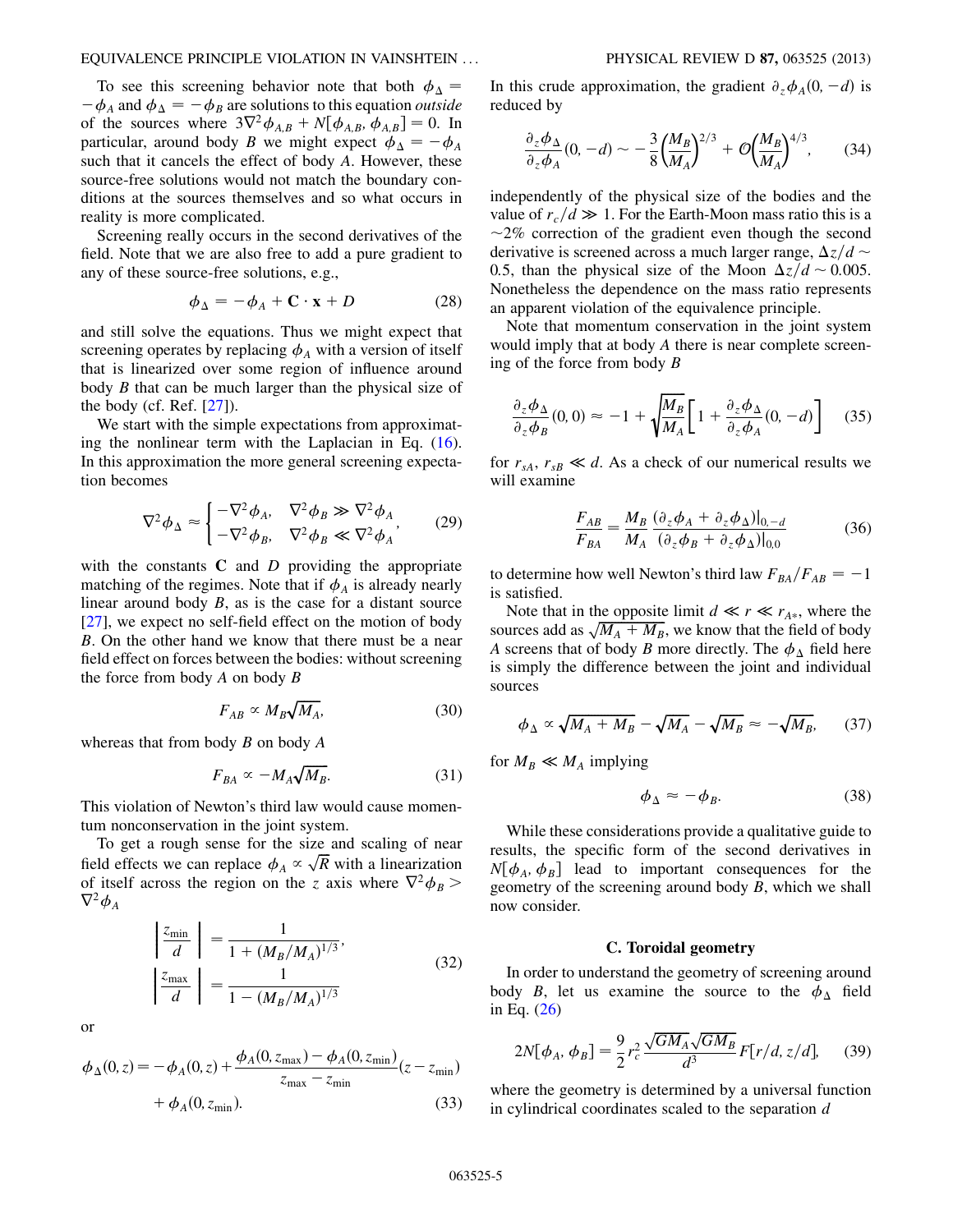To see this screening behavior note that both $\phi_\Delta = -\phi_A$ and $\phi_\Delta = -\phi_B$ are solutions to this equation *outside* of the sources where $3\nabla^2\phi_{A,B} + N[\phi_{A,B}, \phi_{A,B}] = 0$. In particular, around body $B$ we might expect $\phi_\Delta = -\phi_A$ such that it cancels the effect of body $A$. However, these source-free solutions would not match the boundary conditions at the sources themselves and so what occurs in reality is more complicated.

Screening really occurs in the second derivatives of the field. Note that we are also free to add a pure gradient to any of these source-free solutions, e.g.,

$$\phi_\Delta = -\phi_A + \mathbf{C}\cdot\mathbf{x} + D \tag{28}$$

and still solve the equations. Thus we might expect that screening operates by replacing $\phi_A$ with a version of itself that is linearized over some region of influence around body $B$ that can be much larger than the physical size of the body (cf. Ref. [27]).

We start with the simple expectations from approximating the nonlinear term with the Laplacian in Eq. (16). In this approximation the more general screening expectation becomes

$$\nabla^2\phi_\Delta \approx \begin{cases} -\nabla^2\phi_A, & \nabla^2\phi_B \gg \nabla^2\phi_A \\ -\nabla^2\phi_B, & \nabla^2\phi_B \ll \nabla^2\phi_A \end{cases}, \tag{29}$$

with the constants $\mathbf{C}$ and $D$ providing the appropriate matching of the regimes. Note that if $\phi_A$ is already nearly linear around body $B$, as is the case for a distant source [27], we expect no self-field effect on the motion of body $B$. On the other hand we know that there must be a near field effect on forces between the bodies: without screening the force from body $A$ on body $B$

$$F_{AB} \propto M_B\sqrt{M_A}, \tag{30}$$

whereas that from body $B$ on body $A$

$$F_{BA} \propto -M_A\sqrt{M_B}. \tag{31}$$

This violation of Newton's third law would cause momentum nonconservation in the joint system.

To get a rough sense for the size and scaling of near field effects we can replace $\phi_A \propto \sqrt{R}$ with a linearization of itself across the region on the $z$ axis where $\nabla^2\phi_B > \nabla^2\phi_A$

$$\begin{aligned} \left|\frac{z_{\min}}{d}\right| &= \frac{1}{1+(M_B/M_A)^{1/3}}, \\ \left|\frac{z_{\max}}{d}\right| &= \frac{1}{1-(M_B/M_A)^{1/3}} \end{aligned} \tag{32}$$

or

$$\phi_\Delta(0,z) = -\phi_A(0,z) + \frac{\phi_A(0,z_{\max}) - \phi_A(0,z_{\min})}{z_{\max}-z_{\min}}(z-z_{\min}) + \phi_A(0,z_{\min}). \tag{33}$$

In this crude approximation, the gradient $\partial_z\phi_A(0,-d)$ is reduced by

$$\frac{\partial_z\phi_\Delta}{\partial_z\phi_A}(0,-d) \sim -\frac{3}{8}\left(\frac{M_B}{M_A}\right)^{2/3} + \mathcal{O}\left(\frac{M_B}{M_A}\right)^{4/3}, \tag{34}$$

independently of the physical size of the bodies and the value of $r_c/d \gg 1$. For the Earth-Moon mass ratio this is a $\sim 2\%$ correction of the gradient even though the second derivative is screened across a much larger range, $\Delta z/d \sim 0.5$, than the physical size of the Moon $\Delta z/d \sim 0.005$. Nonetheless the dependence on the mass ratio represents an apparent violation of the equivalence principle.

Note that momentum conservation in the joint system would imply that at body $A$ there is near complete screening of the force from body $B$

$$\frac{\partial_z\phi_\Delta}{\partial_z\phi_B}(0,0) \approx -1 + \sqrt{\frac{M_B}{M_A}}\left[1 + \frac{\partial_z\phi_\Delta}{\partial_z\phi_A}(0,-d)\right] \tag{35}$$

for $r_{sA}, r_{sB} \ll d$. As a check of our numerical results we will examine

$$\frac{F_{AB}}{F_{BA}} = \frac{M_B}{M_A}\frac{(\partial_z\phi_A + \partial_z\phi_\Delta)|_{0,-d}}{(\partial_z\phi_B + \partial_z\phi_\Delta)|_{0,0}} \tag{36}$$

to determine how well Newton's third law $F_{BA}/F_{AB} = -1$ is satisfied.

Note that in the opposite limit $d \ll r \ll r_{A*}$, where the sources add as $\sqrt{M_A + M_B}$, we know that the field of body $A$ screens that of body $B$ more directly. The $\phi_\Delta$ field here is simply the difference between the joint and individual sources

$$\phi_\Delta \propto \sqrt{M_A+M_B} - \sqrt{M_A} - \sqrt{M_B} \approx -\sqrt{M_B}, \tag{37}$$

for $M_B \ll M_A$ implying

$$\phi_\Delta \approx -\phi_B. \tag{38}$$

While these considerations provide a qualitative guide to results, the specific form of the second derivatives in $N[\phi_A, \phi_B]$ lead to important consequences for the geometry of the screening around body $B$, which we shall now consider.

### C. Toroidal geometry

In order to understand the geometry of screening around body $B$, let us examine the source to the $\phi_\Delta$ field in Eq. (26)

$$2N[\phi_A, \phi_B] = \frac{9}{2}r_c^2\frac{\sqrt{GM_A}\sqrt{GM_B}}{d^3}F[r/d, z/d], \tag{39}$$

where the geometry is determined by a universal function in cylindrical coordinates scaled to the separation $d$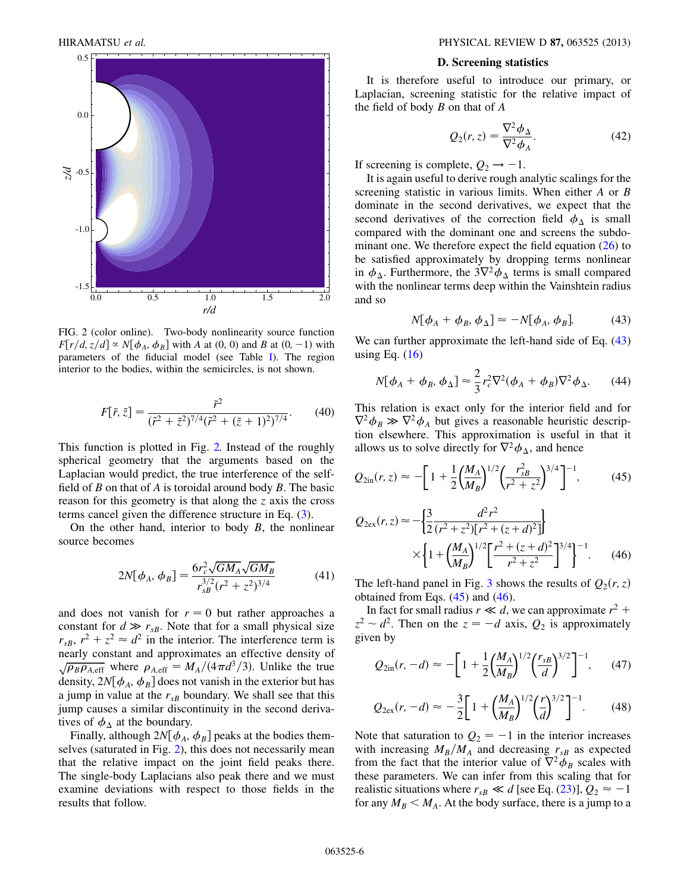FIG. 2 (color online). Two-body nonlinearity source function $F[r/d, z/d] \propto N[\phi_A, \phi_B]$ with $A$ at (0, 0) and $B$ at (0, −1) with parameters of the fiducial model (see Table I). The region interior to the bodies, within the semicircles, is not shown.

$$F[\tilde{r}, \tilde{z}] = \frac{\tilde{r}^2}{(\tilde{r}^2 + \tilde{z}^2)^{7/4}(\tilde{r}^2 + (\tilde{z}+1)^2)^{7/4}}. \tag{40}$$

This function is plotted in Fig. 2. Instead of the roughly spherical geometry that the arguments based on the Laplacian would predict, the true interference of the self-field of $B$ on that of $A$ is toroidal around body $B$. The basic reason for this geometry is that along the $z$ axis the cross terms cancel given the difference structure in Eq. (3).

On the other hand, interior to body $B$, the nonlinear source becomes

$$2N[\phi_A, \phi_B] = \frac{6r_c^2\sqrt{GM_A}\sqrt{GM_B}}{r_{sB}^{3/2}(r^2+z^2)^{3/4}} \tag{41}$$

and does not vanish for $r = 0$ but rather approaches a constant for $d \gg r_{sB}$. Note that for a small physical size $r_{sB}$, $r^2 + z^2 \approx d^2$ in the interior. The interference term is nearly constant and approximates an effective density of $\sqrt{\rho_B \rho_{A,\mathrm{eff}}}$ where $\rho_{A,\mathrm{eff}} = M_A/(4\pi d^3/3)$. Unlike the true density, $2N[\phi_A, \phi_B]$ does not vanish in the exterior but has a jump in value at the $r_{sB}$ boundary. We shall see that this jump causes a similar discontinuity in the second derivatives of $\phi_\Delta$ at the boundary.

Finally, although $2N[\phi_A, \phi_B]$ peaks at the bodies themselves (saturated in Fig. 2), this does not necessarily mean that the relative impact on the joint field peaks there. The single-body Laplacians also peak there and we must examine deviations with respect to those fields in the results that follow.

### D. Screening statistics

It is therefore useful to introduce our primary, or Laplacian, screening statistic for the relative impact of the field of body $B$ on that of $A$

$$Q_2(r, z) = \frac{\nabla^2\phi_\Delta}{\nabla^2\phi_A}. \tag{42}$$

If screening is complete, $Q_2 \to -1$.

It is again useful to derive rough analytic scalings for the screening statistic in various limits. When either $A$ or $B$ dominate in the second derivatives, we expect that the second derivatives of the correction field $\phi_\Delta$ is small compared with the dominant one and screens the subdominant one. We therefore expect the field equation (26) to be satisfied approximately by dropping terms nonlinear in $\phi_\Delta$. Furthermore, the $3\nabla^2\phi_\Delta$ terms is small compared with the nonlinear terms deep within the Vainshtein radius and so

$$N[\phi_A + \phi_B, \phi_\Delta] \approx -N[\phi_A, \phi_B]. \tag{43}$$

We can further approximate the left-hand side of Eq. (43) using Eq. (16)

$$N[\phi_A + \phi_B, \phi_\Delta] \approx \frac{2}{3}r_c^2\nabla^2(\phi_A+\phi_B)\nabla^2\phi_\Delta. \tag{44}$$

This relation is exact only for the interior field and for $\nabla^2\phi_B \gg \nabla^2\phi_A$ but gives a reasonable heuristic description elsewhere. This approximation is useful in that it allows us to solve directly for $\nabla^2\phi_\Delta$, and hence

$$Q_{2\mathrm{in}}(r, z) \approx -\left[1 + \frac{1}{2}\left(\frac{M_A}{M_B}\right)^{1/2}\left(\frac{r_{sB}^2}{r^2+z^2}\right)^{3/4}\right]^{-1}, \tag{45}$$

$$Q_{2\mathrm{ex}}(r, z) \approx -\left\{\frac{3}{2}\frac{d^2r^2}{(r^2+z^2)[r^2+(z+d)^2]}\right\} \times\left\{1 + \left(\frac{M_A}{M_B}\right)^{1/2}\left[\frac{r^2+(z+d)^2}{r^2+z^2}\right]^{3/4}\right\}^{-1}. \tag{46}$$

The left-hand panel in Fig. 3 shows the results of $Q_2(r, z)$ obtained from Eqs. (45) and (46).

In fact for small radius $r \ll d$, we can approximate $r^2 + z^2 \sim d^2$. Then on the $z = -d$ axis, $Q_2$ is approximately given by

$$Q_{2\mathrm{in}}(r, -d) \approx -\left[1 + \frac{1}{2}\left(\frac{M_A}{M_B}\right)^{1/2}\left(\frac{r_{sB}}{d}\right)^{3/2}\right]^{-1}, \tag{47}$$

$$Q_{2\mathrm{ex}}(r, -d) \approx -\frac{3}{2}\left[1 + \left(\frac{M_A}{M_B}\right)^{1/2}\left(\frac{r}{d}\right)^{3/2}\right]^{-1}. \tag{48}$$

Note that saturation to $Q_2 = -1$ in the interior increases with increasing $M_B/M_A$ and decreasing $r_{sB}$ as expected from the fact that the interior value of $\nabla^2\phi_B$ scales with these parameters. We can infer from this scaling that for realistic situations where $r_{sB} \ll d$ [see Eq. (23)], $Q_2 \approx -1$ for any $M_B < M_A$. At the body surface, there is a jump to a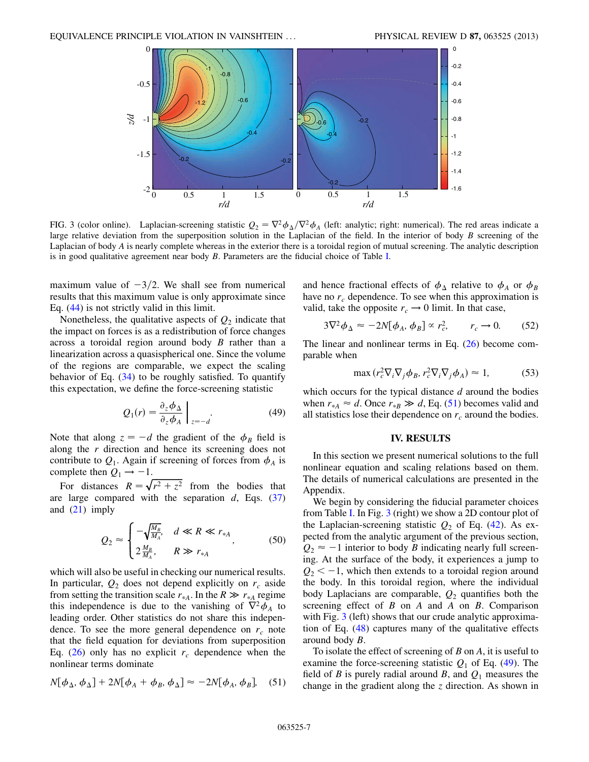FIG. 3 (color online). Laplacian-screening statistic $Q_2 = \nabla^2\phi_\Delta/\nabla^2\phi_A$ (left: analytic; right: numerical). The red areas indicate a large relative deviation from the superposition solution in the Laplacian of the field. In the interior of body $B$ screening of the Laplacian of body $A$ is nearly complete whereas in the exterior there is a toroidal region of mutual screening. The analytic description is in good qualitative agreement near body $B$. Parameters are the fiducial choice of Table I.

maximum value of $-3/2$. We shall see from numerical results that this maximum value is only approximate since Eq. (44) is not strictly valid in this limit.

Nonetheless, the qualitative aspects of $Q_2$ indicate that the impact on forces is as a redistribution of force changes across a toroidal region around body $B$ rather than a linearization across a quasispherical one. Since the volume of the regions are comparable, we expect the scaling behavior of Eq. (34) to be roughly satisfied. To quantify this expectation, we define the force-screening statistic

$$Q_1(r) = \frac{\partial_z\phi_\Delta}{\partial_z\phi_A}\bigg|_{z=-d}. \tag{49}$$

Note that along $z = -d$ the gradient of the $\phi_B$ field is along the $r$ direction and hence its screening does not contribute to $Q_1$. Again if screening of forces from $\phi_A$ is complete then $Q_1 \to -1$.

For distances $R = \sqrt{r^2 + z^2}$ from the bodies that are large compared with the separation $d$, Eqs. (37) and (21) imply

$$Q_2 \approx \begin{cases} -\sqrt{\frac{M_B}{M_A}}, & d \ll R \ll r_{*A} \\ 2\frac{M_B}{M_A}, & R \gg r_{*A} \end{cases}, \tag{50}$$

which will also be useful in checking our numerical results. In particular, $Q_2$ does not depend explicitly on $r_c$ aside from setting the transition scale $r_{*A}$. In the $R \gg r_{*A}$ regime this independence is due to the vanishing of $\nabla^2\phi_A$ to leading order. Other statistics do not share this independence. To see the more general dependence on $r_c$ note that the field equation for deviations from superposition Eq. (26) only has no explicit $r_c$ dependence when the nonlinear terms dominate

$$N[\phi_\Delta, \phi_\Delta] + 2N[\phi_A + \phi_B, \phi_\Delta] \approx -2N[\phi_A, \phi_B], \tag{51}$$

and hence fractional effects of $\phi_\Delta$ relative to $\phi_A$ or $\phi_B$ have no $r_c$ dependence. To see when this approximation is valid, take the opposite $r_c \to 0$ limit. In that case,

$$3\nabla^2\phi_\Delta \approx -2N[\phi_A, \phi_B] \propto r_c^2, \qquad r_c \to 0. \tag{52}$$

The linear and nonlinear terms in Eq. (26) become comparable when

$$\max(r_c^2\nabla_i\nabla_j\phi_B, r_c^2\nabla_i\nabla_j\phi_A) \approx 1, \tag{53}$$

which occurs for the typical distance $d$ around the bodies when $r_{*A} \approx d$. Once $r_{*B} \gg d$, Eq. (51) becomes valid and all statistics lose their dependence on $r_c$ around the bodies.

## IV. RESULTS

In this section we present numerical solutions to the full nonlinear equation and scaling relations based on them. The details of numerical calculations are presented in the Appendix.

We begin by considering the fiducial parameter choices from Table I. In Fig. 3 (right) we show a 2D contour plot of the Laplacian-screening statistic $Q_2$ of Eq. (42). As expected from the analytic argument of the previous section, $Q_2 \approx -1$ interior to body $B$ indicating nearly full screening. At the surface of the body, it experiences a jump to $Q_2 < -1$, which then extends to a toroidal region around the body. In this toroidal region, where the individual body Laplacians are comparable, $Q_2$ quantifies both the screening effect of $B$ on $A$ and $A$ on $B$. Comparison with Fig. 3 (left) shows that our crude analytic approximation of Eq. (48) captures many of the qualitative effects around body $B$.

To isolate the effect of screening of $B$ on $A$, it is useful to examine the force-screening statistic $Q_1$ of Eq. (49). The field of $B$ is purely radial around $B$, and $Q_1$ measures the change in the gradient along the $z$ direction. As shown in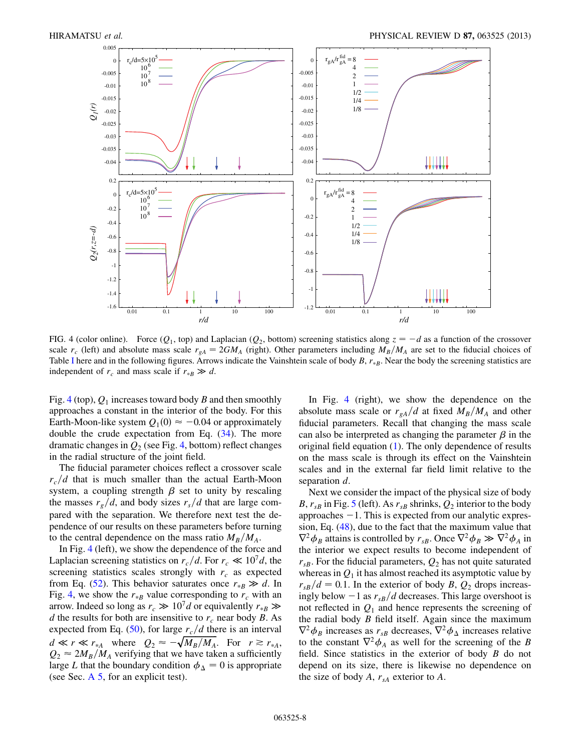FIG. 4 (color online). Force ($Q_1$, top) and Laplacian ($Q_2$, bottom) screening statistics along $z = -d$ as a function of the crossover scale $r_c$ (left) and absolute mass scale $r_{gA} = 2GM_A$ (right). Other parameters including $M_B/M_A$ are set to the fiducial choices of Table I here and in the following figures. Arrows indicate the Vainshtein scale of body $B$, $r_{*B}$. Near the body the screening statistics are independent of $r_c$ and mass scale if $r_{*B} \gg d$.

Fig. 4 (top), $Q_1$ increases toward body $B$ and then smoothly approaches a constant in the interior of the body. For this Earth-Moon-like system $Q_1(0) \approx -0.04$ or approximately double the crude expectation from Eq. (34). The more dramatic changes in $Q_2$ (see Fig. 4, bottom) reflect changes in the radial structure of the joint field.

The fiducial parameter choices reflect a crossover scale $r_c/d$ that is much smaller than the actual Earth-Moon system, a coupling strength $\beta$ set to unity by rescaling the masses $r_g/d$, and body sizes $r_s/d$ that are large compared with the separation. We therefore next test the dependence of our results on these parameters before turning to the central dependence on the mass ratio $M_B/M_A$.

In Fig. 4 (left), we show the dependence of the force and Laplacian screening statistics on $r_c/d$. For $r_c \ll 10^7 d$, the screening statistics scales strongly with $r_c$ as expected from Eq. (52). This behavior saturates once $r_{*B} \gg d$. In Fig. 4, we show the $r_{*B}$ value corresponding to $r_c$ with an arrow. Indeed so long as $r_c \gg 10^7 d$ or equivalently $r_{*B} \gg d$ the results for both are insensitive to $r_c$ near body $B$. As expected from Eq. (50), for large $r_c/d$ there is an interval $d \ll r \ll r_{*A}$ where $Q_2 \approx -\sqrt{M_B/M_A}$. For $r \gtrsim r_{*A}$, $Q_2 \approx 2M_B/M_A$ verifying that we have taken a sufficiently large $L$ that the boundary condition $\phi_\Delta = 0$ is appropriate (see Sec. A 5, for an explicit test).

In Fig. 4 (right), we show the dependence on the absolute mass scale or $r_{gA}/d$ at fixed $M_B/M_A$ and other fiducial parameters. Recall that changing the mass scale can also be interpreted as changing the parameter $\beta$ in the original field equation (1). The only dependence of results on the mass scale is through its effect on the Vainshtein scales and in the external far field limit relative to the separation $d$.

Next we consider the impact of the physical size of body $B$, $r_{sB}$ in Fig. 5 (left). As $r_{sB}$ shrinks, $Q_2$ interior to the body approaches $-1$. This is expected from our analytic expression, Eq. (48), due to the fact that the maximum value that $\nabla^2\phi_B$ attains is controlled by $r_{sB}$. Once $\nabla^2\phi_B \gg \nabla^2\phi_A$ in the interior we expect results to become independent of $r_{sB}$. For the fiducial parameters, $Q_2$ has not quite saturated whereas in $Q_1$ it has almost reached its asymptotic value by $r_{sB}/d = 0.1$. In the exterior of body $B$, $Q_2$ drops increasingly below $-1$ as $r_{sB}/d$ decreases. This large overshoot is not reflected in $Q_1$ and hence represents the screening of the radial body $B$ field itself. Again since the maximum $\nabla^2\phi_B$ increases as $r_{sB}$ decreases, $\nabla^2\phi_\Delta$ increases relative to the constant $\nabla^2\phi_A$ as well for the screening of the $B$ field. Since statistics in the exterior of body $B$ do not depend on its size, there is likewise no dependence on the size of body $A$, $r_{sA}$ exterior to $A$.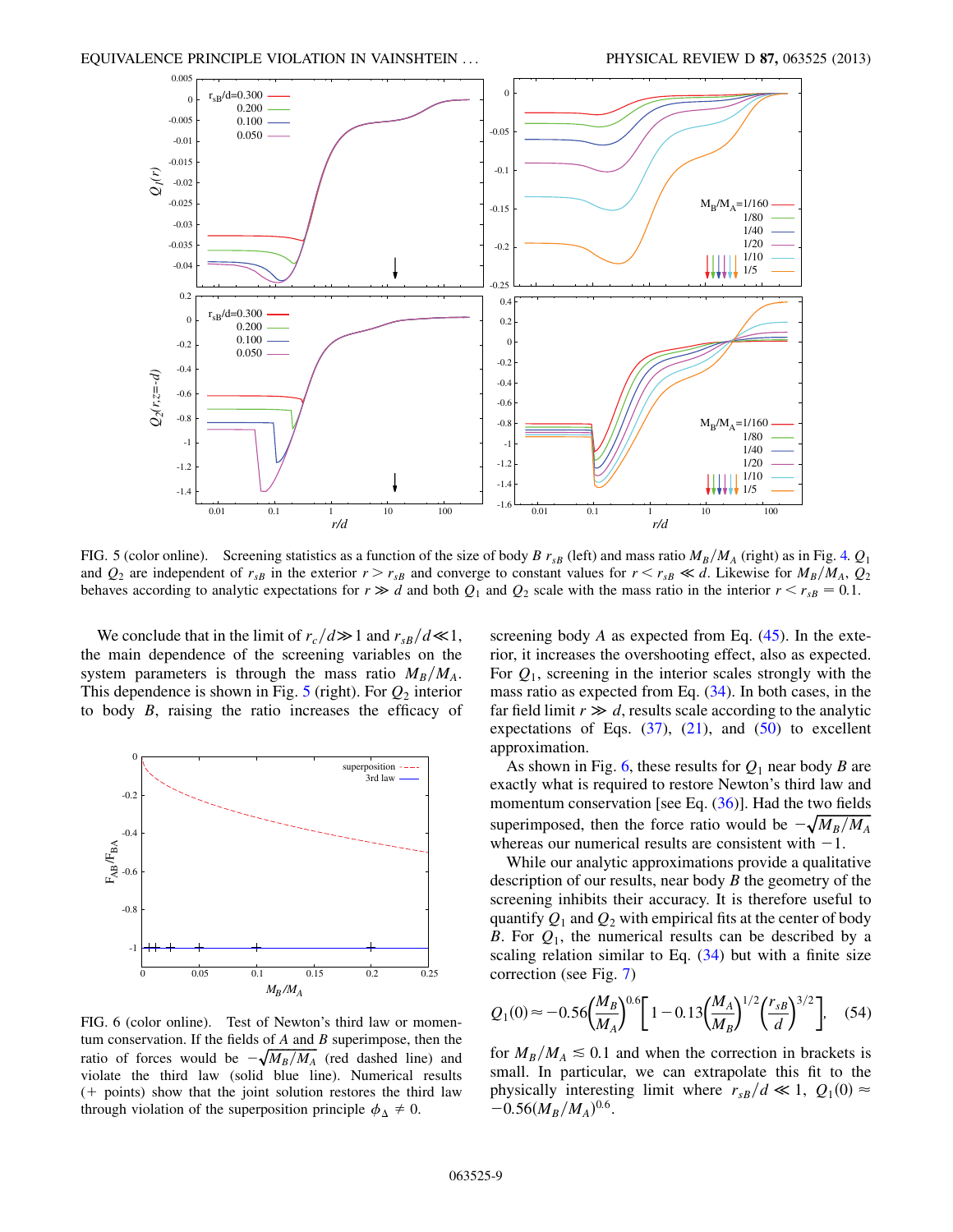FIG. 5 (color online). Screening statistics as a function of the size of body $B$ $r_{sB}$ (left) and mass ratio $M_B/M_A$ (right) as in Fig. 4. $Q_1$ and $Q_2$ are independent of $r_{sB}$ in the exterior $r > r_{sB}$ and converge to constant values for $r < r_{sB} \ll d$. Likewise for $M_B/M_A$, $Q_2$ behaves according to analytic expectations for $r \gg d$ and both $Q_1$ and $Q_2$ scale with the mass ratio in the interior $r < r_{sB} = 0.1$.

We conclude that in the limit of $r_c/d \gg 1$ and $r_{sB}/d \ll 1$, the main dependence of the screening variables on the system parameters is through the mass ratio $M_B/M_A$. This dependence is shown in Fig. 5 (right). For $Q_2$ interior to body $B$, raising the ratio increases the efficacy of screening body $A$ as expected from Eq. (45). In the exterior, it increases the overshooting effect, also as expected. For $Q_1$, screening in the interior scales strongly with the mass ratio as expected from Eq. (34). In both cases, in the far field limit $r \gg d$, results scale according to the analytic expectations of Eqs. (37), (21), and (50) to excellent approximation.

FIG. 6 (color online). Test of Newton's third law or momentum conservation. If the fields of $A$ and $B$ superimpose, then the ratio of forces would be $-\sqrt{M_B/M_A}$ (red dashed line) and violate the third law (solid blue line). Numerical results (+ points) show that the joint solution restores the third law through violation of the superposition principle $\phi_\Delta \neq 0$.

As shown in Fig. 6, these results for $Q_1$ near body $B$ are exactly what is required to restore Newton's third law and momentum conservation [see Eq. (36)]. Had the two fields superimposed, then the force ratio would be $-\sqrt{M_B/M_A}$ whereas our numerical results are consistent with $-1$.

While our analytic approximations provide a qualitative description of our results, near body $B$ the geometry of the screening inhibits their accuracy. It is therefore useful to quantify $Q_1$ and $Q_2$ with empirical fits at the center of body $B$. For $Q_1$, the numerical results can be described by a scaling relation similar to Eq. (34) but with a finite size correction (see Fig. 7)

$$Q_1(0) \approx -0.56\left(\frac{M_B}{M_A}\right)^{0.6}\left[1 - 0.13\left(\frac{M_A}{M_B}\right)^{1/2}\left(\frac{r_{sB}}{d}\right)^{3/2}\right], \quad (54)$$

for $M_B/M_A \lesssim 0.1$ and when the correction in brackets is small. In particular, we can extrapolate this fit to the physically interesting limit where $r_{sB}/d \ll 1$, $Q_1(0) \approx -0.56(M_B/M_A)^{0.6}$.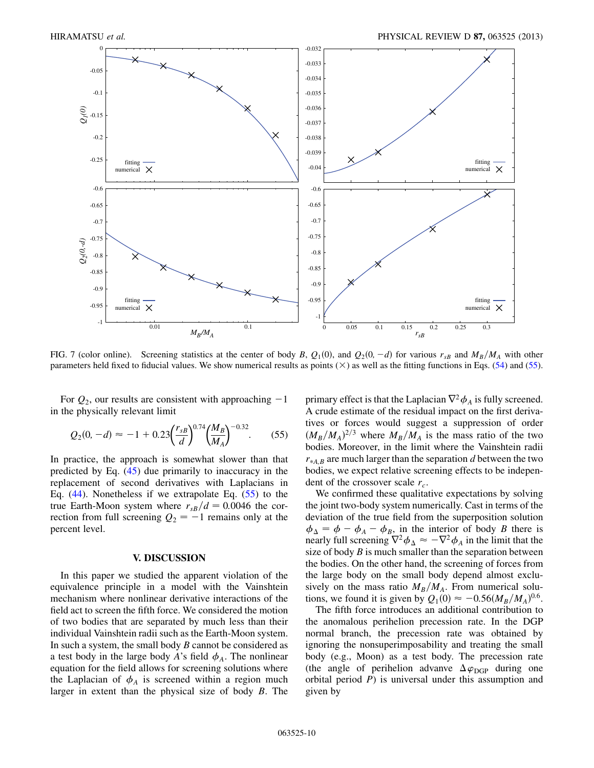FIG. 7 (color online). Screening statistics at the center of body $B$, $Q_1(0)$, and $Q_2(0,-d)$ for various $r_{sB}$ and $M_B/M_A$ with other parameters held fixed to fiducial values. We show numerical results as points (×) as well as the fitting functions in Eqs. (54) and (55).

For $Q_2$, our results are consistent with approaching $-1$ in the physically relevant limit

$$Q_2(0,-d) \approx -1 + 0.23\left(\frac{r_{sB}}{d}\right)^{0.74}\left(\frac{M_B}{M_A}\right)^{-0.32}. \tag{55}$$

In practice, the approach is somewhat slower than that predicted by Eq. (45) due primarily to inaccuracy in the replacement of second derivatives with Laplacians in Eq. (44). Nonetheless if we extrapolate Eq. (55) to the true Earth-Moon system where $r_{sB}/d = 0.0046$ the correction from full screening $Q_2 = -1$ remains only at the percent level.

## V. DISCUSSION

In this paper we studied the apparent violation of the equivalence principle in a model with the Vainshtein mechanism where nonlinear derivative interactions of the field act to screen the fifth force. We considered the motion of two bodies that are separated by much less than their individual Vainshtein radii such as the Earth-Moon system. In such a system, the small body $B$ cannot be considered as a test body in the large body $A$'s field $\phi_A$. The nonlinear equation for the field allows for screening solutions where the Laplacian of $\phi_A$ is screened within a region much larger in extent than the physical size of body $B$. The primary effect is that the Laplacian $\nabla^2\phi_A$ is fully screened. A crude estimate of the residual impact on the first derivatives or forces would suggest a suppression of order $(M_B/M_A)^{2/3}$ where $M_B/M_A$ is the mass ratio of the two bodies. Moreover, in the limit where the Vainshtein radii $r_{*A,B}$ are much larger than the separation $d$ between the two bodies, we expect relative screening effects to be independent of the crossover scale $r_c$.

We confirmed these qualitative expectations by solving the joint two-body system numerically. Cast in terms of the deviation of the true field from the superposition solution $\phi_\Delta = \phi - \phi_A - \phi_B$, in the interior of body $B$ there is nearly full screening $\nabla^2\phi_\Delta \approx -\nabla^2\phi_A$ in the limit that the size of body $B$ is much smaller than the separation between the bodies. On the other hand, the screening of forces from the large body on the small body depend almost exclusively on the mass ratio $M_B/M_A$. From numerical solutions, we found it is given by $Q_1(0) \approx -0.56(M_B/M_A)^{0.6}$.

The fifth force introduces an additional contribution to the anomalous perihelion precession rate. In the DGP normal branch, the precession rate was obtained by ignoring the nonsuperimposability and treating the small body (e.g., Moon) as a test body. The precession rate (the angle of perihelion advanve $\Delta\varphi_{\rm DGP}$ during one orbital period $P$) is universal under this assumption and given by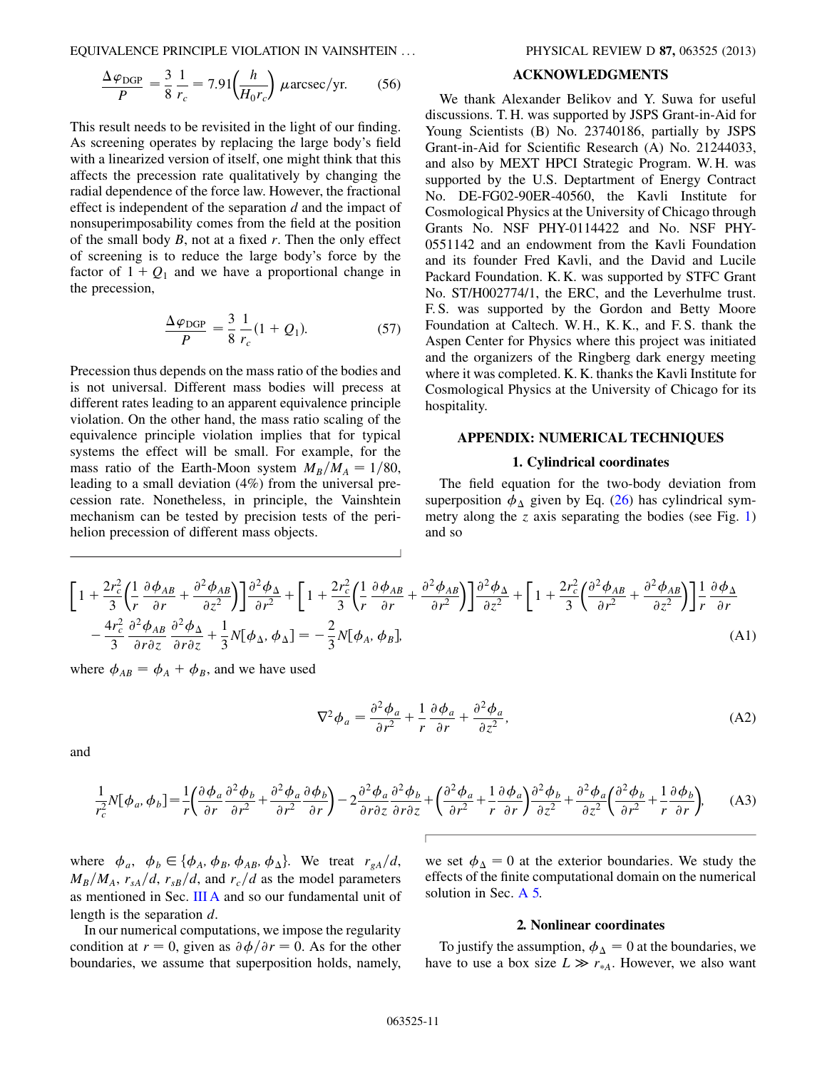$$\frac{\Delta\varphi_{\rm DGP}}{P} = \frac{3}{8}\frac{1}{r_c} = 7.91\left(\frac{h}{H_0 r_c}\right)\ \mu\text{arcsec/yr}. \tag{56}$$

This result needs to be revisited in the light of our finding. As screening operates by replacing the large body's field with a linearized version of itself, one might think that this affects the precession rate qualitatively by changing the radial dependence of the force law. However, the fractional effect is independent of the separation $d$ and the impact of nonsuperimposability comes from the field at the position of the small body $B$, not at a fixed $r$. Then the only effect of screening is to reduce the large body's force by the factor of $1 + Q_1$ and we have a proportional change in the precession,

$$\frac{\Delta\varphi_{\rm DGP}}{P} = \frac{3}{8}\frac{1}{r_c}(1 + Q_1). \tag{57}$$

Precession thus depends on the mass ratio of the bodies and is not universal. Different mass bodies will precess at different rates leading to an apparent equivalence principle violation. On the other hand, the mass ratio scaling of the equivalence principle violation implies that for typical systems the effect will be small. For example, for the mass ratio of the Earth-Moon system $M_B/M_A = 1/80$, leading to a small deviation (4%) from the universal precession rate. Nonetheless, in principle, the Vainshtein mechanism can be tested by precision tests of the perihelion precession of different mass objects.

## ACKNOWLEDGMENTS

We thank Alexander Belikov and Y. Suwa for useful discussions. T. H. was supported by JSPS Grant-in-Aid for Young Scientists (B) No. 23740186, partially by JSPS Grant-in-Aid for Scientific Research (A) No. 21244033, and also by MEXT HPCI Strategic Program. W. H. was supported by the U.S. Deptartment of Energy Contract No. DE-FG02-90ER-40560, the Kavli Institute for Cosmological Physics at the University of Chicago through Grants No. NSF PHY-0114422 and No. NSF PHY-0551142 and an endowment from the Kavli Foundation and its founder Fred Kavli, and the David and Lucile Packard Foundation. K. K. was supported by STFC Grant No. ST/H002774/1, the ERC, and the Leverhulme trust. F. S. was supported by the Gordon and Betty Moore Foundation at Caltech. W. H., K. K., and F. S. thank the Aspen Center for Physics where this project was initiated and the organizers of the Ringberg dark energy meeting where it was completed. K. K. thanks the Kavli Institute for Cosmological Physics at the University of Chicago for its hospitality.

## APPENDIX: NUMERICAL TECHNIQUES

### 1. Cylindrical coordinates

The field equation for the two-body deviation from superposition $\phi_\Delta$ given by Eq. (26) has cylindrical symmetry along the $z$ axis separating the bodies (see Fig. 1) and so

$$\left[1 + \frac{2r_c^2}{3}\left(\frac{1}{r}\frac{\partial\phi_{AB}}{\partial r} + \frac{\partial^2\phi_{AB}}{\partial z^2}\right)\right]\frac{\partial^2\phi_\Delta}{\partial r^2} + \left[1 + \frac{2r_c^2}{3}\left(\frac{1}{r}\frac{\partial\phi_{AB}}{\partial r} + \frac{\partial^2\phi_{AB}}{\partial r^2}\right)\right]\frac{\partial^2\phi_\Delta}{\partial z^2} + \left[1 + \frac{2r_c^2}{3}\left(\frac{\partial^2\phi_{AB}}{\partial r^2} + \frac{\partial^2\phi_{AB}}{\partial z^2}\right)\right]\frac{1}{r}\frac{\partial\phi_\Delta}{\partial r}$$
$$- \frac{4r_c^2}{3}\frac{\partial^2\phi_{AB}}{\partial r\partial z}\frac{\partial^2\phi_\Delta}{\partial r\partial z} + \frac{1}{3}N[\phi_\Delta, \phi_\Delta] = -\frac{2}{3}N[\phi_A, \phi_B], \tag{A1}$$

where $\phi_{AB} = \phi_A + \phi_B$, and we have used

$$\nabla^2\phi_a = \frac{\partial^2\phi_a}{\partial r^2} + \frac{1}{r}\frac{\partial\phi_a}{\partial r} + \frac{\partial^2\phi_a}{\partial z^2}, \tag{A2}$$

and

$$\frac{1}{r_c^2}N[\phi_a, \phi_b] = \frac{1}{r}\left(\frac{\partial\phi_a}{\partial r}\frac{\partial^2\phi_b}{\partial r^2} + \frac{\partial^2\phi_a}{\partial r^2}\frac{\partial\phi_b}{\partial r}\right) - 2\frac{\partial^2\phi_a}{\partial r\partial z}\frac{\partial^2\phi_b}{\partial r\partial z} + \left(\frac{\partial^2\phi_a}{\partial r^2} + \frac{1}{r}\frac{\partial\phi_a}{\partial r}\right)\frac{\partial^2\phi_b}{\partial z^2} + \frac{\partial^2\phi_a}{\partial z^2}\left(\frac{\partial^2\phi_b}{\partial r^2} + \frac{1}{r}\frac{\partial\phi_b}{\partial r}\right), \tag{A3}$$

where $\phi_a$, $\phi_b \in \{\phi_A, \phi_B, \phi_{AB}, \phi_\Delta\}$. We treat $r_{gA}/d$, $M_B/M_A$, $r_{sA}/d$, $r_{sB}/d$, and $r_c/d$ as the model parameters as mentioned in Sec. III A and so our fundamental unit of length is the separation $d$.

In our numerical computations, we impose the regularity condition at $r = 0$, given as $\partial\phi/\partial r = 0$. As for the other boundaries, we assume that superposition holds, namely, we set $\phi_\Delta = 0$ at the exterior boundaries. We study the effects of the finite computational domain on the numerical solution in Sec. A 5.

### 2. Nonlinear coordinates

To justify the assumption, $\phi_\Delta = 0$ at the boundaries, we have to use a box size $L \gg r_{*A}$. However, we also want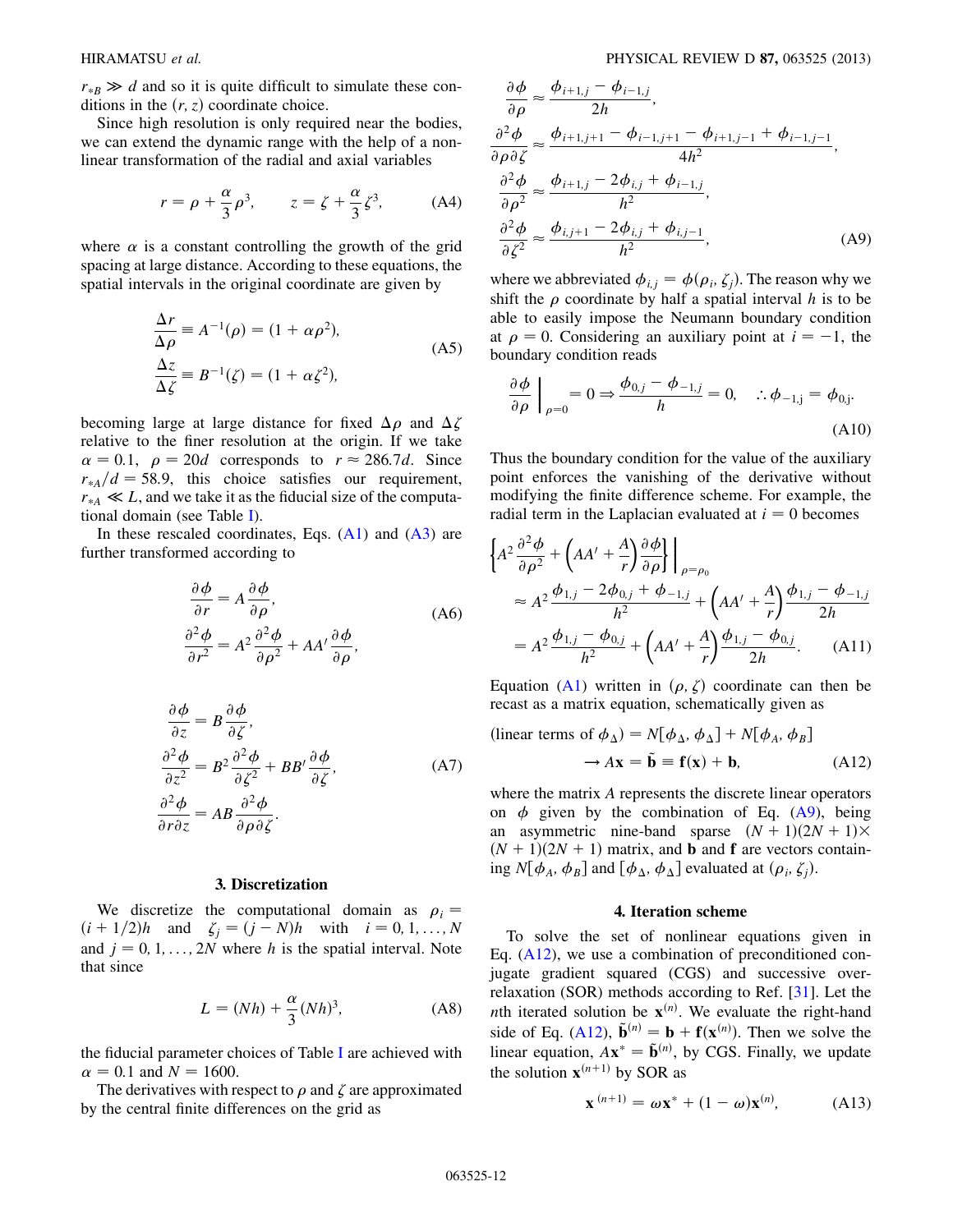$r_{*B} \gg d$ and so it is quite difficult to simulate these conditions in the $(r, z)$ coordinate choice.

Since high resolution is only required near the bodies, we can extend the dynamic range with the help of a nonlinear transformation of the radial and axial variables

$$r = \rho + \frac{\alpha}{3}\rho^3, \qquad z = \zeta + \frac{\alpha}{3}\zeta^3, \tag{A4}$$

where $\alpha$ is a constant controlling the growth of the grid spacing at large distance. According to these equations, the spatial intervals in the original coordinate are given by

$$\begin{aligned}\frac{\Delta r}{\Delta \rho} &\equiv A^{-1}(\rho) = (1 + \alpha\rho^2),\\ \frac{\Delta z}{\Delta \zeta} &\equiv B^{-1}(\zeta) = (1 + \alpha\zeta^2),\end{aligned} \tag{A5}$$

becoming large at large distance for fixed $\Delta\rho$ and $\Delta\zeta$ relative to the finer resolution at the origin. If we take $\alpha = 0.1$, $\rho = 20d$ corresponds to $r \approx 286.7d$. Since $r_{*A}/d = 58.9$, this choice satisfies our requirement, $r_{*A} \ll L$, and we take it as the fiducial size of the computational domain (see Table I).

In these rescaled coordinates, Eqs. (A1) and (A3) are further transformed according to

$$\begin{aligned}\frac{\partial \phi}{\partial r} &= A\frac{\partial \phi}{\partial \rho},\\ \frac{\partial^2 \phi}{\partial r^2} &= A^2\frac{\partial^2 \phi}{\partial \rho^2} + AA'\frac{\partial \phi}{\partial \rho},\end{aligned} \tag{A6}$$

$$\begin{aligned}\frac{\partial \phi}{\partial z} &= B\frac{\partial \phi}{\partial \zeta},\\ \frac{\partial^2 \phi}{\partial z^2} &= B^2\frac{\partial^2 \phi}{\partial \zeta^2} + BB'\frac{\partial \phi}{\partial \zeta},\\ \frac{\partial^2 \phi}{\partial r \partial z} &= AB\frac{\partial^2 \phi}{\partial \rho \partial \zeta}.\end{aligned} \tag{A7}$$

### 3. Discretization

We discretize the computational domain as $\rho_i = (i + 1/2)h$ and $\zeta_j = (j - N)h$ with $i = 0, 1, \ldots, N$ and $j = 0, 1, \ldots, 2N$ where $h$ is the spatial interval. Note that since

$$L = (Nh) + \frac{\alpha}{3}(Nh)^3, \tag{A8}$$

the fiducial parameter choices of Table I are achieved with $\alpha = 0.1$ and $N = 1600$.

The derivatives with respect to $\rho$ and $\zeta$ are approximated by the central finite differences on the grid as

$$\begin{aligned}\frac{\partial \phi}{\partial \rho} &\approx \frac{\phi_{i+1,j} - \phi_{i-1,j}}{2h},\\ \frac{\partial^2 \phi}{\partial \rho \partial \zeta} &\approx \frac{\phi_{i+1,j+1} - \phi_{i-1,j+1} - \phi_{i+1,j-1} + \phi_{i-1,j-1}}{4h^2},\\ \frac{\partial^2 \phi}{\partial \rho^2} &\approx \frac{\phi_{i+1,j} - 2\phi_{i,j} + \phi_{i-1,j}}{h^2},\\ \frac{\partial^2 \phi}{\partial \zeta^2} &\approx \frac{\phi_{i,j+1} - 2\phi_{i,j} + \phi_{i,j-1}}{h^2},\end{aligned} \tag{A9}$$

where we abbreviated $\phi_{i,j} = \phi(\rho_i, \zeta_j)$. The reason why we shift the $\rho$ coordinate by half a spatial interval $h$ is to be able to easily impose the Neumann boundary condition at $\rho = 0$. Considering an auxiliary point at $i = -1$, the boundary condition reads

$$\left.\frac{\partial \phi}{\partial \rho}\right|_{\rho=0} = 0 \Rightarrow \frac{\phi_{0,j} - \phi_{-1,j}}{h} = 0, \quad \therefore \phi_{-1,j} = \phi_{0,j}. \tag{A10}$$

Thus the boundary condition for the value of the auxiliary point enforces the vanishing of the derivative without modifying the finite difference scheme. For example, the radial term in the Laplacian evaluated at $i = 0$ becomes

$$\begin{aligned}&\left\{A^2\frac{\partial^2 \phi}{\partial \rho^2} + \left(AA' + \frac{A}{r}\right)\frac{\partial \phi}{\partial \rho}\right\}\bigg|_{\rho=\rho_0}\\ &\quad\approx A^2\frac{\phi_{1,j} - 2\phi_{0,j} + \phi_{-1,j}}{h^2} + \left(AA' + \frac{A}{r}\right)\frac{\phi_{1,j} - \phi_{-1,j}}{2h}\\ &\quad= A^2\frac{\phi_{1,j} - \phi_{0,j}}{h^2} + \left(AA' + \frac{A}{r}\right)\frac{\phi_{1,j} - \phi_{0,j}}{2h}.\end{aligned} \tag{A11}$$

Equation (A1) written in $(\rho, \zeta)$ coordinate can then be recast as a matrix equation, schematically given as

$$\begin{aligned}(\text{linear terms of } \phi_\Delta) &= N[\phi_\Delta, \phi_\Delta] + N[\phi_A, \phi_B]\\ &\rightarrow A\mathbf{x} = \tilde{\mathbf{b}} \equiv \mathbf{f}(\mathbf{x}) + \mathbf{b},\end{aligned} \tag{A12}$$

where the matrix $A$ represents the discrete linear operators on $\phi$ given by the combination of Eq. (A9), being an asymmetric nine-band sparse $(N + 1)(2N + 1)\times(N + 1)(2N + 1)$ matrix, and $\mathbf{b}$ and $\mathbf{f}$ are vectors containing $N[\phi_A, \phi_B]$ and $[\phi_\Delta, \phi_\Delta]$ evaluated at $(\rho_i, \zeta_j)$.

### 4. Iteration scheme

To solve the set of nonlinear equations given in Eq. (A12), we use a combination of preconditioned conjugate gradient squared (CGS) and successive overrelaxation (SOR) methods according to Ref. [31]. Let the $n$th iterated solution be $\mathbf{x}^{(n)}$. We evaluate the right-hand side of Eq. (A12), $\tilde{\mathbf{b}}^{(n)} = \mathbf{b} + \mathbf{f}(\mathbf{x}^{(n)})$. Then we solve the linear equation, $A\mathbf{x}^* = \tilde{\mathbf{b}}^{(n)}$, by CGS. Finally, we update the solution $\mathbf{x}^{(n+1)}$ by SOR as

$$\mathbf{x}^{(n+1)} = \omega\mathbf{x}^* + (1 - \omega)\mathbf{x}^{(n)}, \tag{A13}$$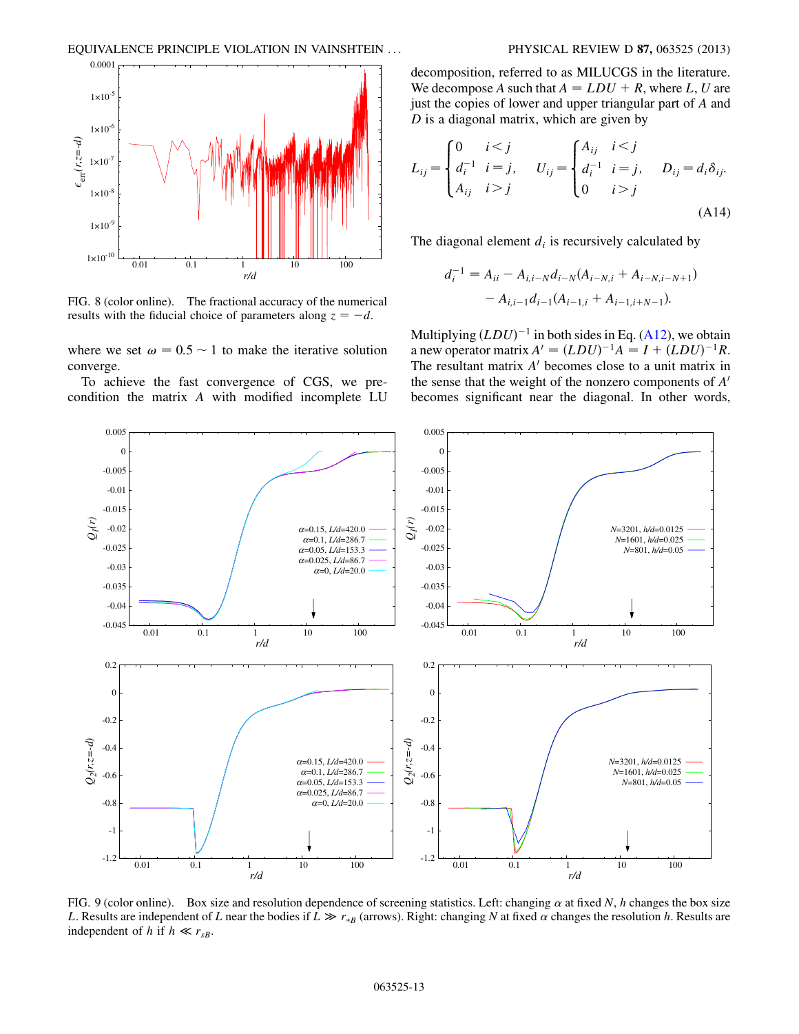FIG. 8 (color online). The fractional accuracy of the numerical results with the fiducial choice of parameters along $z = -d$.

where we set $\omega = 0.5 \sim 1$ to make the iterative solution converge.

To achieve the fast convergence of CGS, we precondition the matrix $A$ with modified incomplete LU decomposition, referred to as MILUCGS in the literature. We decompose $A$ such that $A = LDU + R$, where $L$, $U$ are just the copies of lower and upper triangular part of $A$ and $D$ is a diagonal matrix, which are given by

$$L_{ij} = \begin{cases} 0 & i < j \\ d_i^{-1} & i = j, \\ A_{ij} & i > j \end{cases} \quad U_{ij} = \begin{cases} A_{ij} & i < j \\ d_i^{-1} & i = j, \\ 0 & i > j \end{cases} \quad D_{ij} = d_i \delta_{ij}. \tag{A14}$$

The diagonal element $d_i$ is recursively calculated by

$$d_i^{-1} = A_{ii} - A_{i,i-N} d_{i-N}(A_{i-N,i} + A_{i-N,i-N+1}) - A_{i,i-1} d_{i-1}(A_{i-1,i} + A_{i-1,i+N-1}).$$

Multiplying $(LDU)^{-1}$ in both sides in Eq. (A12), we obtain a new operator matrix $A' = (LDU)^{-1}A = I + (LDU)^{-1}R$. The resultant matrix $A'$ becomes close to a unit matrix in the sense that the weight of the nonzero components of $A'$ becomes significant near the diagonal. In other words,

FIG. 9 (color online). Box size and resolution dependence of screening statistics. Left: changing $\alpha$ at fixed $N$, $h$ changes the box size $L$. Results are independent of $L$ near the bodies if $L \gg r_{*B}$ (arrows). Right: changing $N$ at fixed $\alpha$ changes the resolution $h$. Results are independent of $h$ if $h \ll r_{sB}$.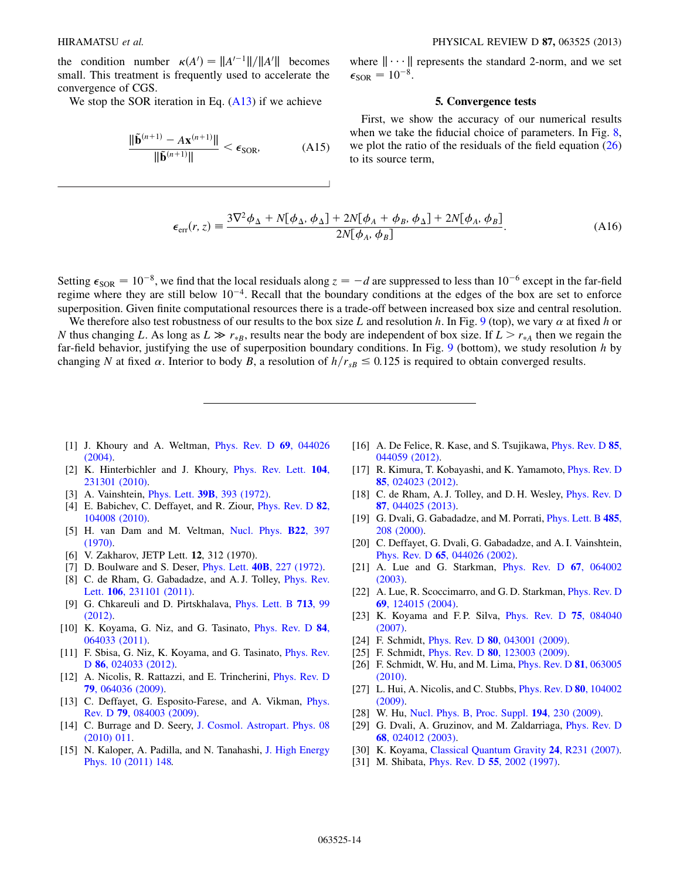the condition number $\kappa(A') = \|A'^{-1}\|/\|A'\|$ becomes small. This treatment is frequently used to accelerate the convergence of CGS.

We stop the SOR iteration in Eq. (A13) if we achieve

$$\frac{\|\tilde{\mathbf{b}}^{(n+1)} - A\mathbf{x}^{(n+1)}\|}{\|\tilde{\mathbf{b}}^{(n+1)}\|} < \epsilon_{\rm SOR}, \tag{A15}$$

where $\|\cdots\|$ represents the standard 2-norm, and we set $\epsilon_{\rm SOR} = 10^{-8}$.

### 5. Convergence tests

First, we show the accuracy of our numerical results when we take the fiducial choice of parameters. In Fig. 8, we plot the ratio of the residuals of the field equation (26) to its source term,

$$\epsilon_{\rm err}(r,z) \equiv \frac{3\nabla^2\phi_\Delta + N[\phi_\Delta, \phi_\Delta] + 2N[\phi_A + \phi_B, \phi_\Delta] + 2N[\phi_A, \phi_B]}{2N[\phi_A, \phi_B]}. \tag{A16}$$

Setting $\epsilon_{\rm SOR} = 10^{-8}$, we find that the local residuals along $z = -d$ are suppressed to less than $10^{-6}$ except in the far-field regime where they are still below $10^{-4}$. Recall that the boundary conditions at the edges of the box are set to enforce superposition. Given finite computational resources there is a trade-off between increased box size and central resolution.

We therefore also test robustness of our results to the box size $L$ and resolution $h$. In Fig. 9 (top), we vary $\alpha$ at fixed $h$ or $N$ thus changing $L$. As long as $L \gg r_{*B}$, results near the body are independent of box size. If $L > r_{*A}$ then we regain the far-field behavior, justifying the use of superposition boundary conditions. In Fig. 9 (bottom), we study resolution $h$ by changing $N$ at fixed $\alpha$. Interior to body $B$, a resolution of $h/r_{sB} \leq 0.125$ is required to obtain converged results.

---

[1] J. Khoury and A. Weltman, Phys. Rev. D **69**, 044026 (2004).
[2] K. Hinterbichler and J. Khoury, Phys. Rev. Lett. **104**, 231301 (2010).
[3] A. Vainshtein, Phys. Lett. **39B**, 393 (1972).
[4] E. Babichev, C. Deffayet, and R. Ziour, Phys. Rev. D **82**, 104008 (2010).
[5] H. van Dam and M. Veltman, Nucl. Phys. **B22**, 397 (1970).
[6] V. Zakharov, JETP Lett. **12**, 312 (1970).
[7] D. Boulware and S. Deser, Phys. Lett. **40B**, 227 (1972).
[8] C. de Rham, G. Gabadadze, and A. J. Tolley, Phys. Rev. Lett. **106**, 231101 (2011).
[9] G. Chkareuli and D. Pirtskhalava, Phys. Lett. B **713**, 99 (2012).
[10] K. Koyama, G. Niz, and G. Tasinato, Phys. Rev. D **84**, 064033 (2011).
[11] F. Sbisa, G. Niz, K. Koyama, and G. Tasinato, Phys. Rev. D **86**, 024033 (2012).
[12] A. Nicolis, R. Rattazzi, and E. Trincherini, Phys. Rev. D **79**, 064036 (2009).
[13] C. Deffayet, G. Esposito-Farese, and A. Vikman, Phys. Rev. D **79**, 084003 (2009).
[14] C. Burrage and D. Seery, J. Cosmol. Astropart. Phys. 08 (2010) 011.
[15] N. Kaloper, A. Padilla, and N. Tanahashi, J. High Energy Phys. 10 (2011) 148.
[16] A. De Felice, R. Kase, and S. Tsujikawa, Phys. Rev. D **85**, 044059 (2012).
[17] R. Kimura, T. Kobayashi, and K. Yamamoto, Phys. Rev. D **85**, 024023 (2012).
[18] C. de Rham, A. J. Tolley, and D. H. Wesley, Phys. Rev. D **87**, 044025 (2013).
[19] G. Dvali, G. Gabadadze, and M. Porrati, Phys. Lett. B **485**, 208 (2000).
[20] C. Deffayet, G. Dvali, G. Gabadadze, and A. I. Vainshtein, Phys. Rev. D **65**, 044026 (2002).
[21] A. Lue and G. Starkman, Phys. Rev. D **67**, 064002 (2003).
[22] A. Lue, R. Scoccimarro, and G. D. Starkman, Phys. Rev. D **69**, 124015 (2004).
[23] K. Koyama and F. P. Silva, Phys. Rev. D **75**, 084040 (2007).
[24] F. Schmidt, Phys. Rev. D **80**, 043001 (2009).
[25] F. Schmidt, Phys. Rev. D **80**, 123003 (2009).
[26] F. Schmidt, W. Hu, and M. Lima, Phys. Rev. D **81**, 063005 (2010).
[27] L. Hui, A. Nicolis, and C. Stubbs, Phys. Rev. D **80**, 104002 (2009).
[28] W. Hu, Nucl. Phys. B, Proc. Suppl. **194**, 230 (2009).
[29] G. Dvali, A. Gruzinov, and M. Zaldarriaga, Phys. Rev. D **68**, 024012 (2003).
[30] K. Koyama, Classical Quantum Gravity **24**, R231 (2007).
[31] M. Shibata, Phys. Rev. D **55**, 2002 (1997).